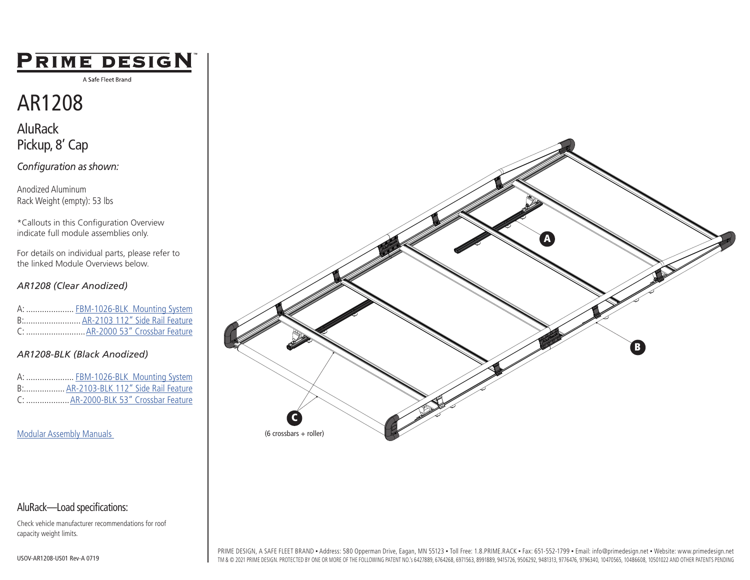# PRIME DESIGN™

A Safe Fleet Brand

# AR1208

## AluRack
## Pickup, 8′ Cap

*Configuration as shown:*

Anodized Aluminum
Rack Weight (empty): 53 lbs

*Callouts in this Configuration Overview indicate full module assemblies only.

For details on individual parts, please refer to the linked Module Overviews below.

### *AR1208 (Clear Anodized)*

A: ..................... FBM-1026-BLK Mounting System
B:......................... AR-2103 112" Side Rail Feature
C: .......................... AR-2000 53" Crossbar Feature

### *AR1208-BLK (Black Anodized)*

A: ..................... FBM-1026-BLK Mounting System
B:.................. AR-2103-BLK 112" Side Rail Feature
C: ................... AR-2000-BLK 53" Crossbar Feature

Modular Assembly Manuals

A

B

C
(6 crossbars + roller)

## AluRack—Load specifications:

Check vehicle manufacturer recommendations for roof capacity weight limits.

USOV-AR1208-US01 Rev-A 0719

PRIME DESIGN, A SAFE FLEET BRAND • Address: 580 Opperman Drive, Eagan, MN 55123 • Toll Free: 1.8.PRIME.RACK • Fax: 651-552-1799 • Email: info@primedesign.net • Website: www.primedesign.net
TM & © 2021 PRIME DESIGN. PROTECTED BY ONE OR MORE OF THE FOLLOWING PATENT NO.'s 6427889, 6764268, 6971563, 8991889, 9415726, 9506292, 9481313, 9776476, 9796340, 10470565, 10486608, 10501022 AND OTHER PATENTS PENDING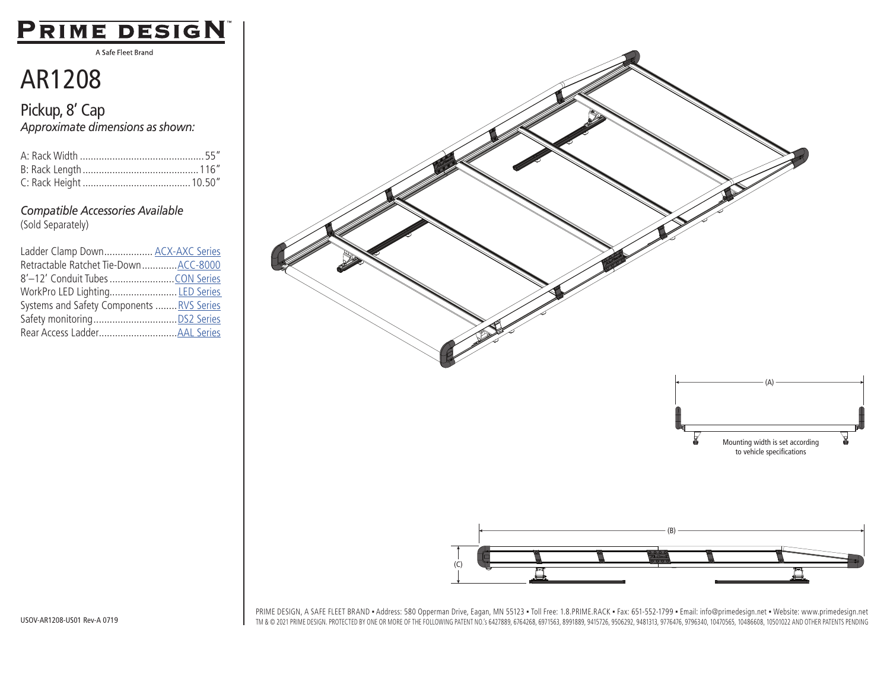# PRIME DESIGN™

A Safe Fleet Brand

# AR1208

## Pickup, 8’ Cap

*Approximate dimensions as shown:*

| | |
|---|---|
| A: Rack Width | 55” |
| B: Rack Length | 116” |
| C: Rack Height | 10.50” |

### *Compatible Accessories Available*

(Sold Separately)

| | |
|---|---|
| Ladder Clamp Down | ACX-AXC Series |
| Retractable Ratchet Tie-Down | ACC-8000 |
| 8’–12’ Conduit Tubes | CON Series |
| WorkPro LED Lighting | LED Series |
| Systems and Safety Components | RVS Series |
| Safety monitoring | DS2 Series |
| Rear Access Ladder | AAL Series |

(A)

Mounting width is set according to vehicle specifications

(B)

(C)

USOV-AR1208-US01 Rev-A 0719

PRIME DESIGN, A SAFE FLEET BRAND ▪ Address: 580 Opperman Drive, Eagan, MN 55123 ▪ Toll Free: 1.8.PRIME.RACK ▪ Fax: 651-552-1799 ▪ Email: info@primedesign.net ▪ Website: www.primedesign.net

TM & © 2021 PRIME DESIGN. PROTECTED BY ONE OR MORE OF THE FOLLOWING PATENT NO.’s 6427889, 6764268, 6971563, 8991889, 9415726, 9506292, 9481313, 9776476, 9796340, 10470565, 10486608, 10501022 AND OTHER PATENTS PENDING